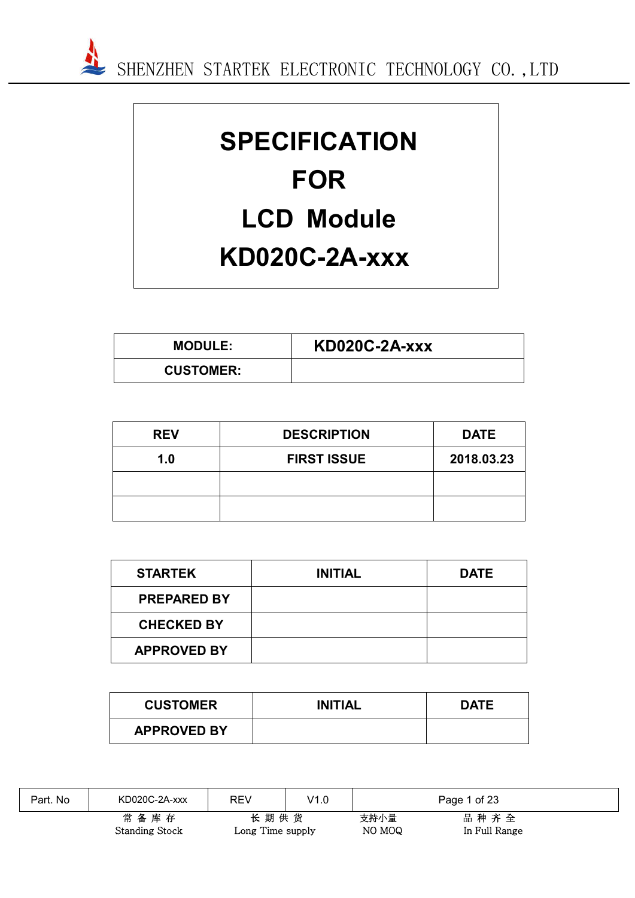# SPECIFICATION

# FOR

# LCD Module

# KD020C-2A-xxx

| MODULE: | KD020C-2A-xxx |
|---|---|
| CUSTOMER: | |

| REV | DESCRIPTION | DATE |
|---|---|---|
| 1.0 | FIRST ISSUE | 2018.03.23 |
| | | |
| | | |

| STARTEK | INITIAL | DATE |
|---|---|---|
| PREPARED BY | | |
| CHECKED BY | | |
| APPROVED BY | | |

| CUSTOMER | INITIAL | DATE |
|---|---|---|
| APPROVED BY | | |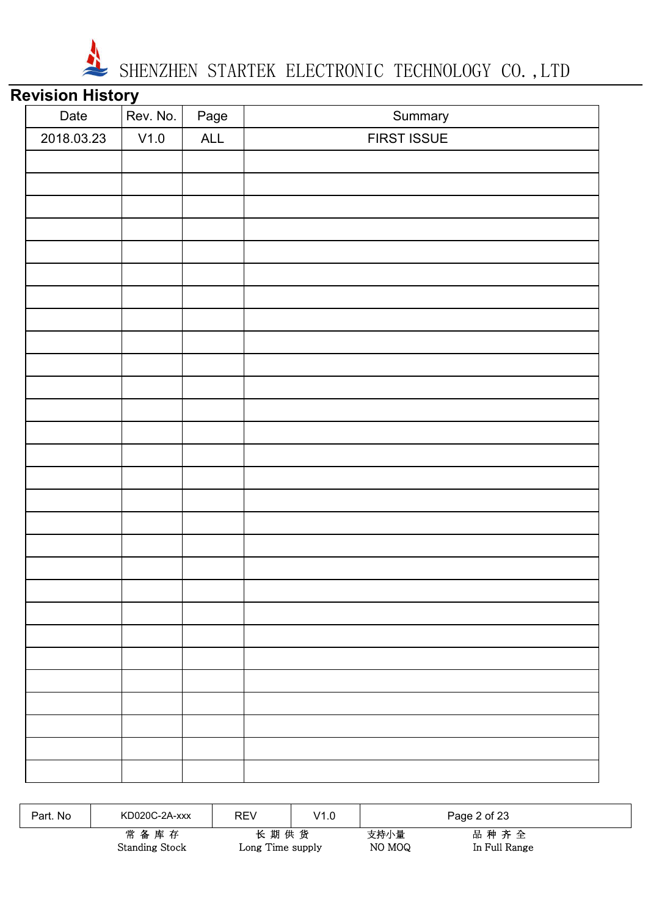## Revision History

| Date | Rev. No. | Page | Summary |
| --- | --- | --- | --- |
| 2018.03.23 | V1.0 | ALL | FIRST ISSUE |
| | | | |
| | | | |
| | | | |
| | | | |
| | | | |
| | | | |
| | | | |
| | | | |
| | | | |
| | | | |
| | | | |
| | | | |
| | | | |
| | | | |
| | | | |
| | | | |
| | | | |
| | | | |
| | | | |
| | | | |
| | | | |
| | | | |
| | | | |
| | | | |
| | | | |
| | | | |
| | | | |
| | | | |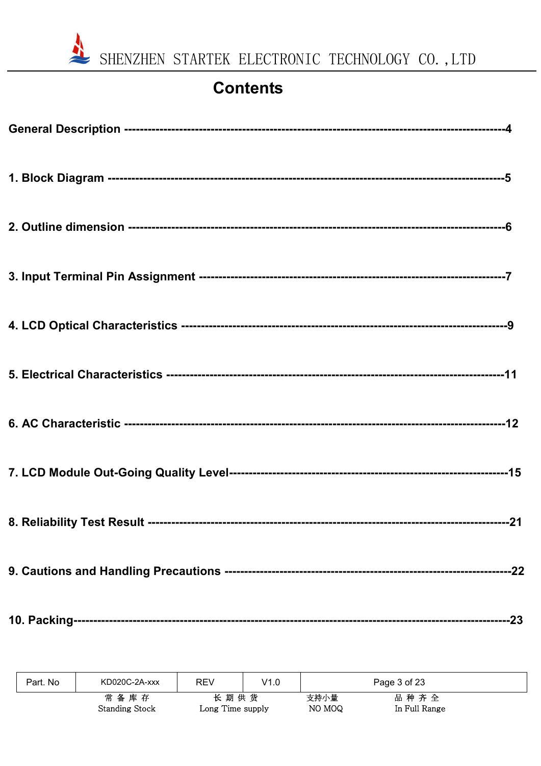# Contents

**General Description** -----------------------------------------------------------------------------------------------4

**1. Block Diagram** --------------------------------------------------------------------------------------------------5

**2. Outline dimension** ---------------------------------------------------------------------------------------------6

**3. Input Terminal Pin Assignment** -------------------------------------------------------------------------------7

**4. LCD Optical Characteristics** ------------------------------------------------------------------------------------9

**5. Electrical Characteristics** --------------------------------------------------------------------------------------11

**6. AC Characteristic** ------------------------------------------------------------------------------------------------12

**7. LCD Module Out-Going Quality Level**-------------------------------------------------------------------------15

**8. Reliability Test Result** -------------------------------------------------------------------------------------------21

**9. Cautions and Handling Precautions** --------------------------------------------------------------------------22

**10. Packing**-------------------------------------------------------------------------------------------------------------23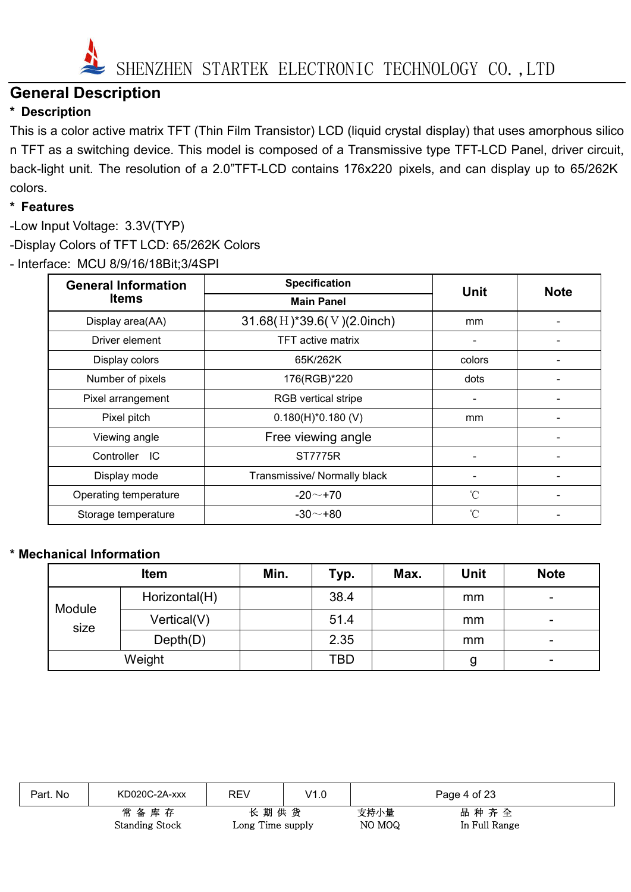# General Description

**\* Description**

This is a color active matrix TFT (Thin Film Transistor) LCD (liquid crystal display) that uses amorphous silicon TFT as a switching device. This model is composed of a Transmissive type TFT-LCD Panel, driver circuit, back-light unit. The resolution of a 2.0"TFT-LCD contains 176x220 pixels, and can display up to 65/262K colors.

**\* Features**

-Low Input Voltage: 3.3V(TYP)

-Display Colors of TFT LCD: 65/262K Colors

- Interface: MCU 8/9/16/18Bit;3/4SPI

| General Information Items | Specification | Unit | Note |
|---|---|---|---|
| | Main Panel | | |
| Display area(AA) | 31.68(H)*39.6(V)(2.0inch) | mm | - |
| Driver element | TFT active matrix | - | - |
| Display colors | 65K/262K | colors | - |
| Number of pixels | 176(RGB)*220 | dots | - |
| Pixel arrangement | RGB vertical stripe | - | - |
| Pixel pitch | 0.180(H)*0.180 (V) | mm | - |
| Viewing angle | Free viewing angle | | - |
| Controller IC | ST7775R | - | - |
| Display mode | Transmissive/ Normally black | - | - |
| Operating temperature | -20～+70 | ℃ | - |
| Storage temperature | -30～+80 | ℃ | - |

**\* Mechanical Information**

| Item | | Min. | Typ. | Max. | Unit | Note |
|---|---|---|---|---|---|---|
| Module size | Horizontal(H) | | 38.4 | | mm | - |
| | Vertical(V) | | 51.4 | | mm | - |
| | Depth(D) | | 2.35 | | mm | - |
| Weight | | | TBD | | g | - |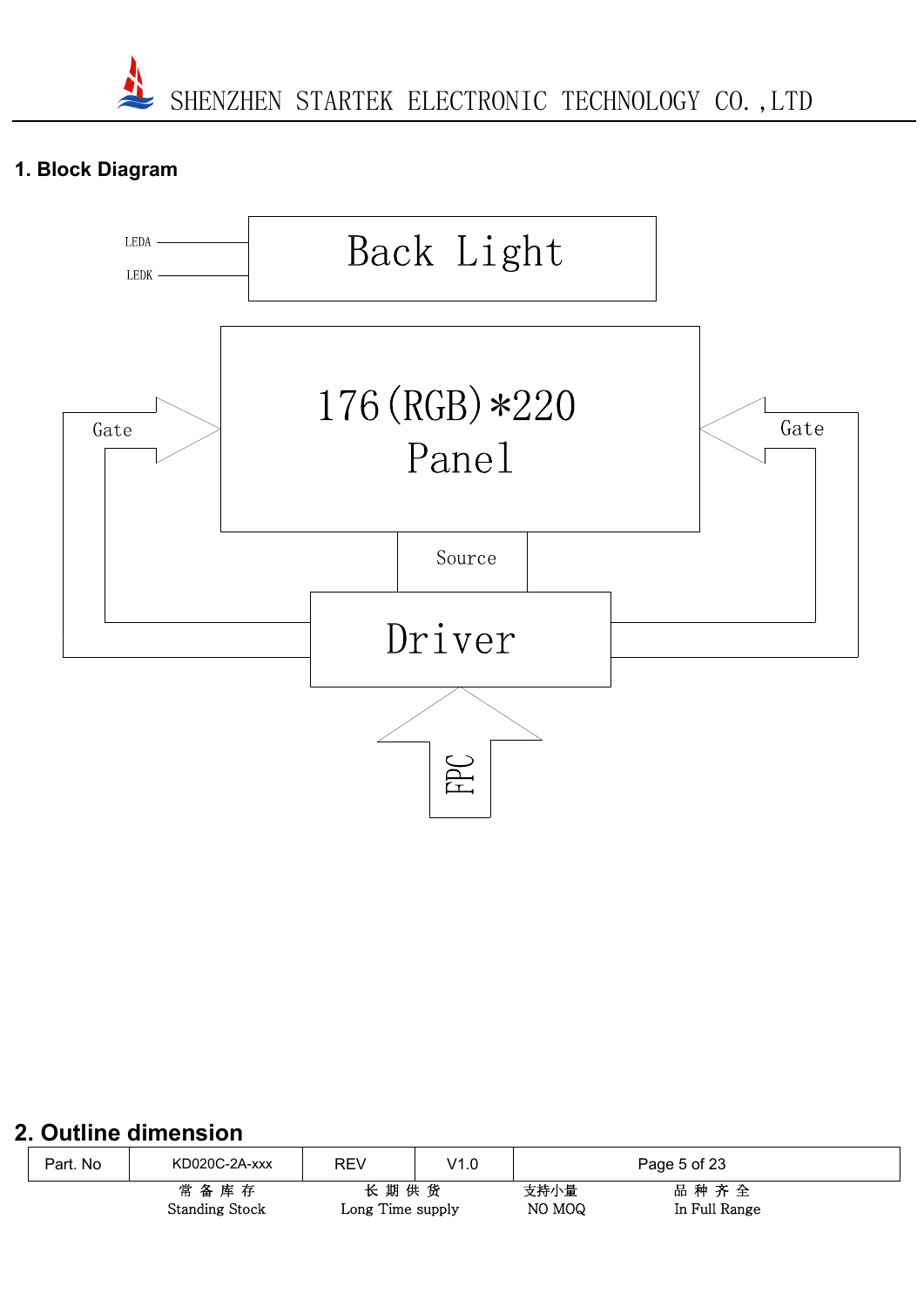## 1. Block Diagram

LEDA

LEDK

Back Light

Gate

176(RGB)*220

Panel

Gate

Source

Driver

FPC

## 2. Outline dimension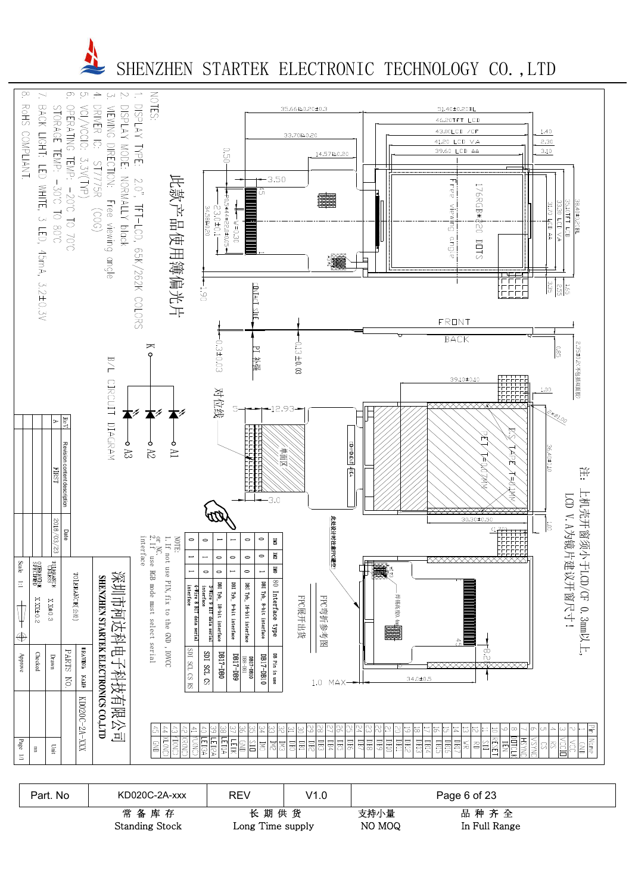SHENZHEN STARTEK ELECTRONIC TECHNOLOGY CO.,LTD

NOTES:

1. DISPLAY TYPE: 2.0", TFT-LCD, 65K/262K COLORS
2. DISPLAY MODE: NORMALLY black
3. VIEWING DIRECTION: Free viewing angle
4. DRIVER IC: ST7775R (COG)
5. VCI/VCCIO: 3.3V(TYP)
6. OPERATING TEMP: -20°C TO 70°C
   STORAGE TEMP: -30°C TO 80°C
7. BACK LIGHT: LED WHITE, 3 LED, 45mA, 3.2±0.3V
8. RoHS COMPLIANT.

此款产品使用薄偏光片

注：上机壳开窗须小于LCD/CF 0.3mm以上，LCD V.A为镜片建议开窗尺寸！

176RGB*220 DOTS

Free viewing angle

FRONT

BACK

PET T=0.07MM

DS TAPE T=0.1MM

FPC弯折参考图

FPC展开出货

B/L CIRCUIT DIAGRAM

| IM3 | IM2 | IM0 | Interface type | DB Pin in use |
|---|---|---|---|---|
| 0 | 0 | 1 | DBI Typ. 8-bit interface | DB17-DB10 |
| 0 | 0 | 0 | DBI Typ. 16-bit interface | DB17-DB10 DB8-DB1 |
| 1 | 0 | 0 | DBI Typ. 9-bit interface | DB17-DB9 |
| 1 | 0 | 1 | DBI Typ. 18-bit interface | DB17-DB0 |
| 0 | 1 | 0 | 3-Wire 9 BIT data serial interface | SDI SCL CS |
| 0 | 1 | 1 | 4-Wire 8 BIT data serial interface | SDI SCL CS RS |

NOTE:
1. If not use PIN, fix to the GND, IOVCC or NC.
2. If use RGB mode must select serial interface

| Pin | Name |
|---|---|
| 1 | GND |
| 2 | VCC |
| 3 | VCCIO |
| 4 | RS |
| 5 | CS |
| 6 | VSYNC |
| 7 | HSYNC |
| 8 | DOTCLK |
| 9 | DEN |
| 10 | RESET |
| 11 | SDI |
| 12 | RD |
| 13 | WR |
| 14 | DB17 |
| 15 | DB16 |
| 16 | DB15 |
| 17 | DB14 |
| 18 | DB13 |
| 19 | DB12 |
| 20 | DB11 |
| 21 | DB10 |
| 22 | DB9 |
| 23 | DB8 |
| 24 | DB7 |
| 25 | DB6 |
| 26 | DB5 |
| 27 | DB4 |
| 28 | DB3 |
| 29 | DB2 |
| 30 | DB1 |
| 31 | DB0 |
| 32 | IM3 |
| 33 | IM2 |
| 34 | IM0 |
| 35 | SDO |
| 36 | GND |
| 37 | LEDK |
| 38 | LEDA |
| 39 | LEDA |
| 40 | LEDA |
| 41 | Y(NC) |
| 42 | X(NC) |
| 43 | Y(NC) |
| 44 | X(NC) |
| 45 | GND |

| Rev | Revision content description | Date |
|---|---|---|
| A | FIRST | 2018/03/23 |

深圳市柯达科电子科技有限公司

SHENZHEN STARTEK ELECTRONICS CO.,LTD

| TOLERANCE(公差) | | DRAWING NAME | KD020C-2A-XXX |
|---|---|---|---|
| TOLERANCE UNLESS | X.X±0.3 | PARTS NO. | |
| OTHERWISE SPECIFIED | X.XX±0.2 | Drawn | Unit mm |
| | | Checked | |
| Scale 1:1 | | Approve | Page 1/1 |

| Part. No | KD020C-2A-xxx | REV | V1.0 |
|---|---|---|---|

常备库存 Standing Stock | 长期供货 Long Time supply | 支持小量 NO MOQ | 品种齐全 In Full Range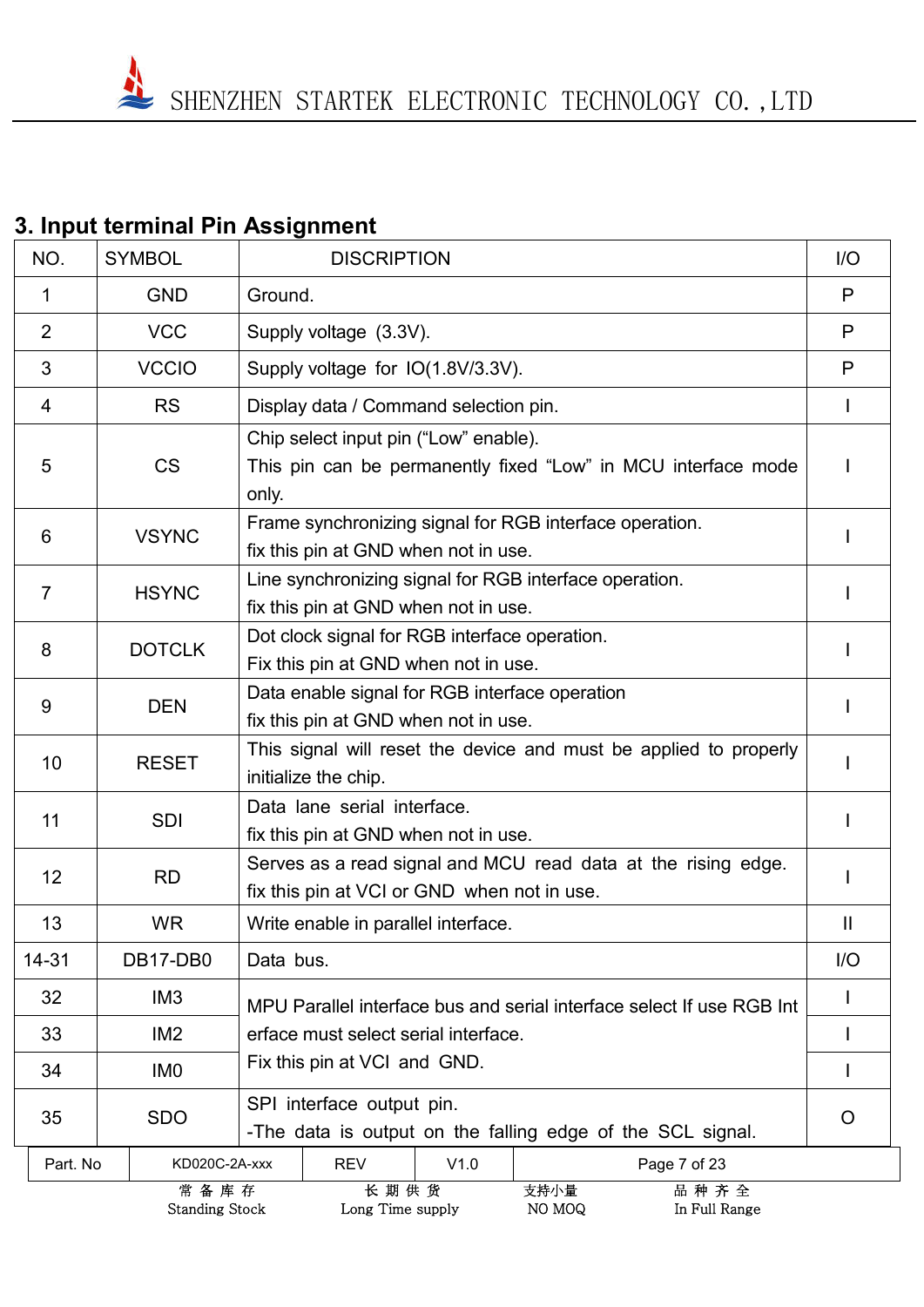## 3. Input terminal Pin Assignment

| NO. | SYMBOL | DISCRIPTION | I/O |
|---|---|---|---|
| 1 | GND | Ground. | P |
| 2 | VCC | Supply voltage (3.3V). | P |
| 3 | VCCIO | Supply voltage for IO(1.8V/3.3V). | P |
| 4 | RS | Display data / Command selection pin. | I |
| 5 | CS | Chip select input pin (“Low” enable).<br>This pin can be permanently fixed “Low” in MCU interface mode only. | I |
| 6 | VSYNC | Frame synchronizing signal for RGB interface operation.<br>fix this pin at GND when not in use. | I |
| 7 | HSYNC | Line synchronizing signal for RGB interface operation.<br>fix this pin at GND when not in use. | I |
| 8 | DOTCLK | Dot clock signal for RGB interface operation.<br>Fix this pin at GND when not in use. | I |
| 9 | DEN | Data enable signal for RGB interface operation<br>fix this pin at GND when not in use. | I |
| 10 | RESET | This signal will reset the device and must be applied to properly initialize the chip. | I |
| 11 | SDI | Data lane serial interface.<br>fix this pin at GND when not in use. | I |
| 12 | RD | Serves as a read signal and MCU read data at the rising edge.<br>fix this pin at VCI or GND when not in use. | I |
| 13 | WR | Write enable in parallel interface. | II |
| 14-31 | DB17-DB0 | Data bus. | I/O |
| 32 | IM3 | MPU Parallel interface bus and serial interface select If use RGB Interface must select serial interface.<br>Fix this pin at VCI and GND. | I |
| 33 | IM2 | | I |
| 34 | IM0 | | I |
| 35 | SDO | SPI interface output pin.<br>-The data is output on the falling edge of the SCL signal. | O |

| Part. No | KD020C-2A-xxx | REV | V1.0 |
|---|---|---|---|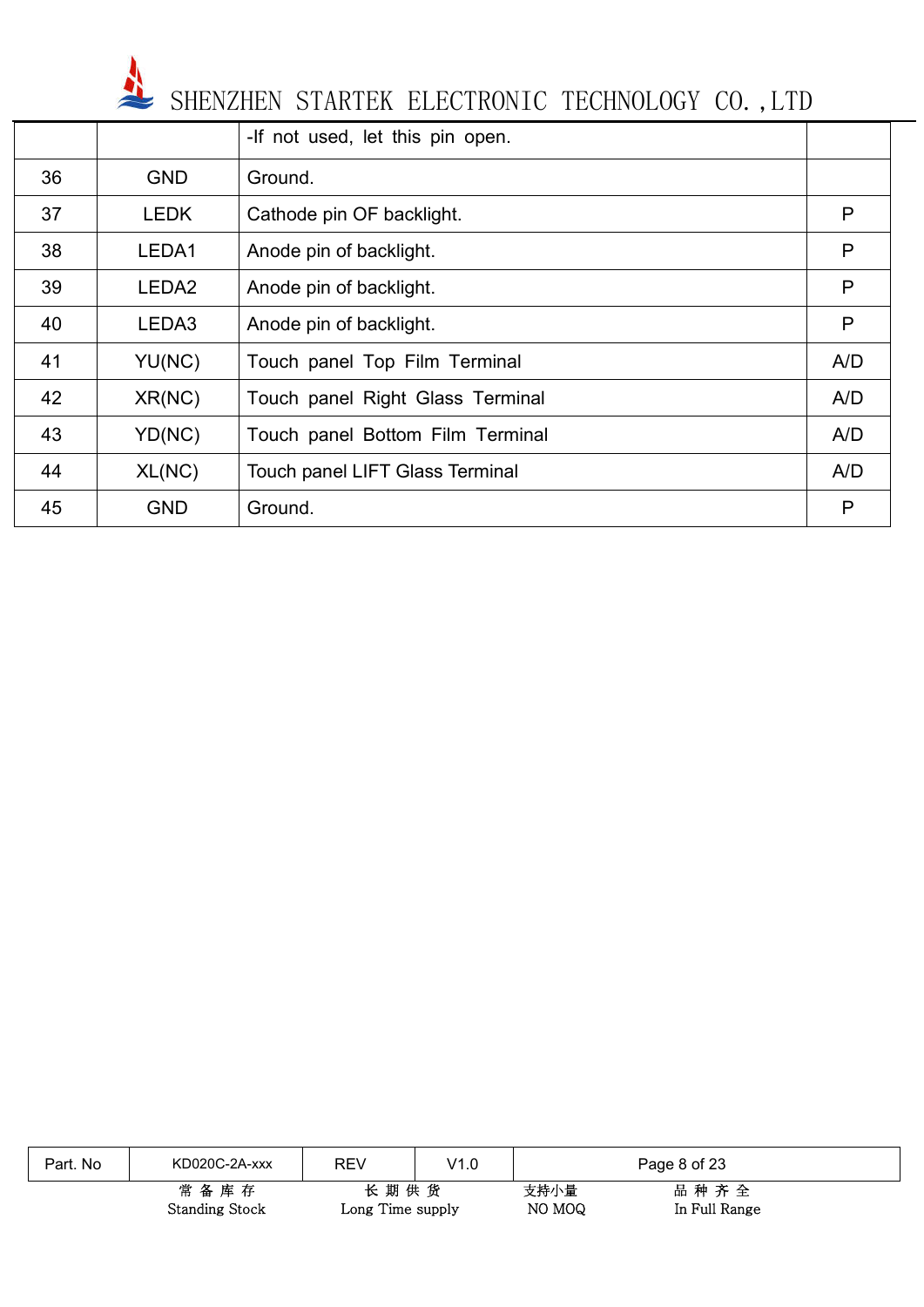| | | -If not used, let this pin open. | |
|---|---|---|---|
| 36 | GND | Ground. | |
| 37 | LEDK | Cathode pin OF backlight. | P |
| 38 | LEDA1 | Anode pin of backlight. | P |
| 39 | LEDA2 | Anode pin of backlight. | P |
| 40 | LEDA3 | Anode pin of backlight. | P |
| 41 | YU(NC) | Touch panel Top Film Terminal | A/D |
| 42 | XR(NC) | Touch panel Right Glass Terminal | A/D |
| 43 | YD(NC) | Touch panel Bottom Film Terminal | A/D |
| 44 | XL(NC) | Touch panel LIFT Glass Terminal | A/D |
| 45 | GND | Ground. | P |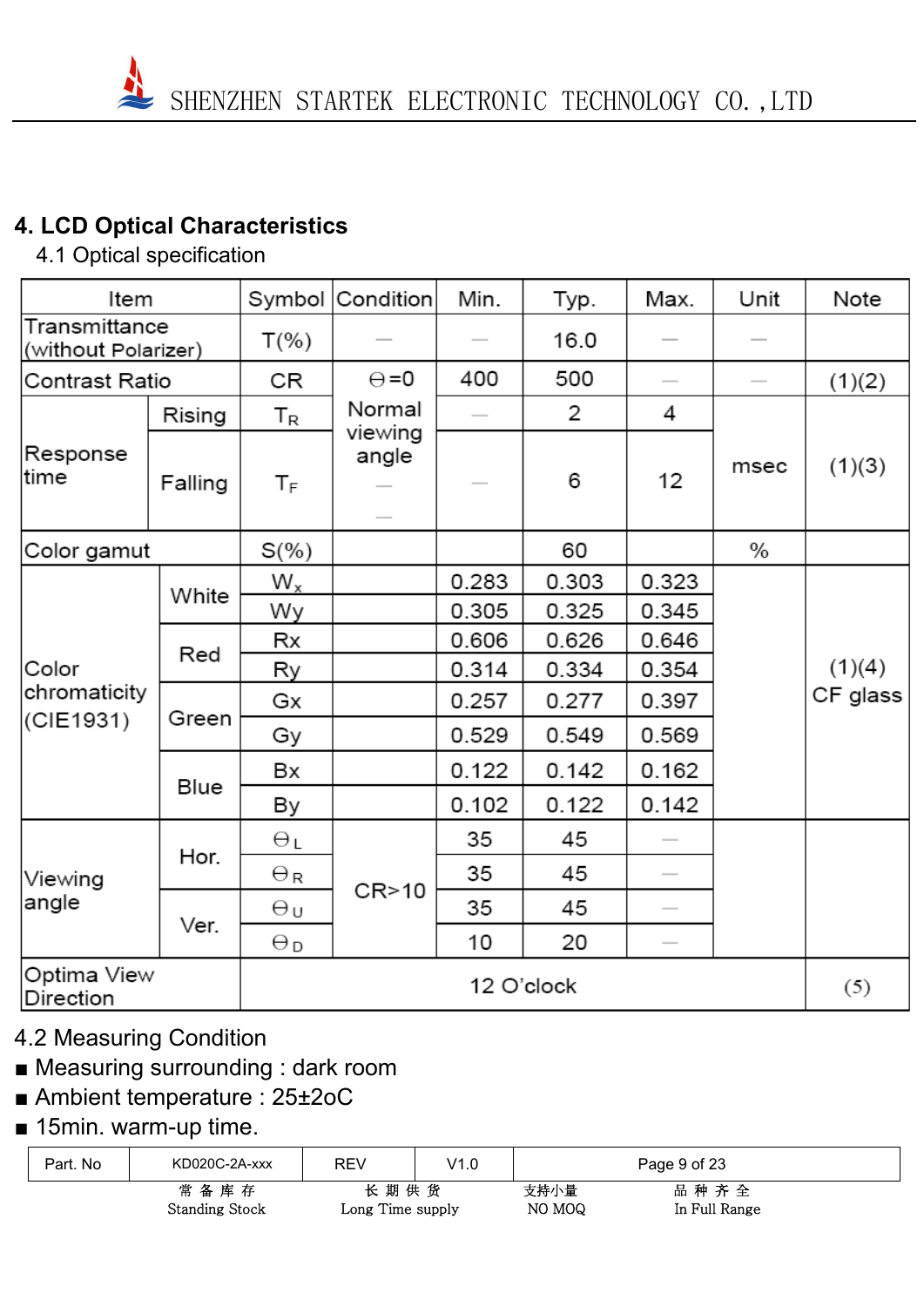# 4. LCD Optical Characteristics

## 4.1 Optical specification

| Item | | Symbol | Condition | Min. | Typ. | Max. | Unit | Note |
|---|---|---|---|---|---|---|---|---|
| Transmittance (without Polarizer) | | T(%) | — | — | 16.0 | — | — | |
| Contrast Ratio | | CR | ϴ=0 Normal viewing angle | 400 | 500 | — | — | (1)(2) |
| Response time | Rising | $T_R$ | | — | 2 | 4 | msec | (1)(3) |
| | Falling | $T_F$ | — | — | 6 | 12 | | |
| Color gamut | | S(%) | | | 60 | | % | |
| Color chromaticity (CIE1931) | White | $W_x$ | | 0.283 | 0.303 | 0.323 | | (1)(4) CF glass |
| | | Wy | | 0.305 | 0.325 | 0.345 | | |
| | Red | Rx | | 0.606 | 0.626 | 0.646 | | |
| | | Ry | | 0.314 | 0.334 | 0.354 | | |
| | Green | Gx | | 0.257 | 0.277 | 0.397 | | |
| | | Gy | | 0.529 | 0.549 | 0.569 | | |
| | Blue | Bx | | 0.122 | 0.142 | 0.162 | | |
| | | By | | 0.102 | 0.122 | 0.142 | | |
| Viewing angle | Hor. | $\theta_L$ | CR>10 | 35 | 45 | — | | |
| | | $\theta_R$ | | 35 | 45 | — | | |
| | Ver. | $\theta_U$ | | 35 | 45 | — | | |
| | | $\theta_D$ | | 10 | 20 | — | | |
| Optima View Direction | | 12 O'clock | | | | | | (5) |

4.2 Measuring Condition

- Measuring surrounding : dark room
- Ambient temperature : 25±2oC
- 15min. warm-up time.

| Part. No | KD020C-2A-xxx | REV | V1.0 | Page 9 of 23 |
|---|---|---|---|---|

常备库存 Standing Stock　　长期供货 Long Time supply　　支持小量 NO MOQ　　品种齐全 In Full Range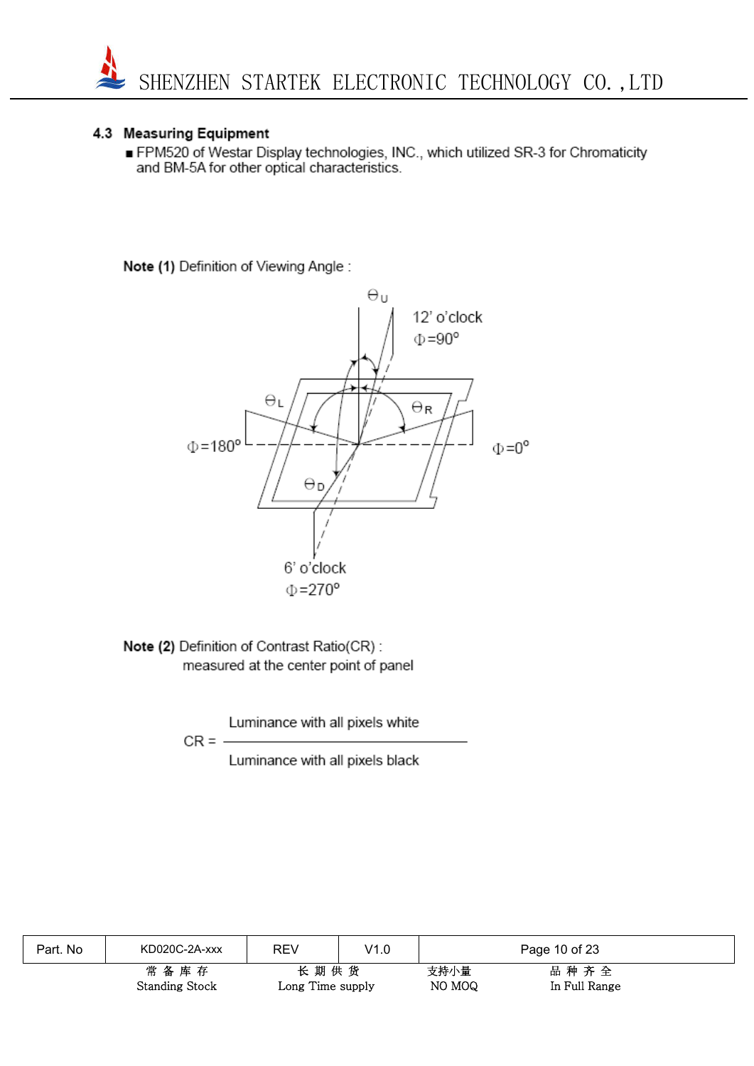## 4.3 Measuring Equipment

- FPM520 of Westar Display technologies, INC., which utilized SR-3 for Chromaticity and BM-5A for other optical characteristics.

**Note (1)** Definition of Viewing Angle :

$\Theta_U$

12' o'clock
$\Phi$=90°

$\Theta_L$

$\Theta_R$

$\Phi$=180°

$\Phi$=0°

$\Theta_D$

6' o'clock
$\Phi$=270°

**Note (2)** Definition of Contrast Ratio(CR) :
measured at the center point of panel

$$CR = \frac{\text{Luminance with all pixels white}}{\text{Luminance with all pixels black}}$$

| Part. No | KD020C-2A-xxx | REV | V1.0 | Page 10 of 23 |
|---|---|---|---|---|

常 备 库 存
Standing Stock

长 期 供 货
Long Time supply

支持小量
NO MOQ

品 种 齐 全
In Full Range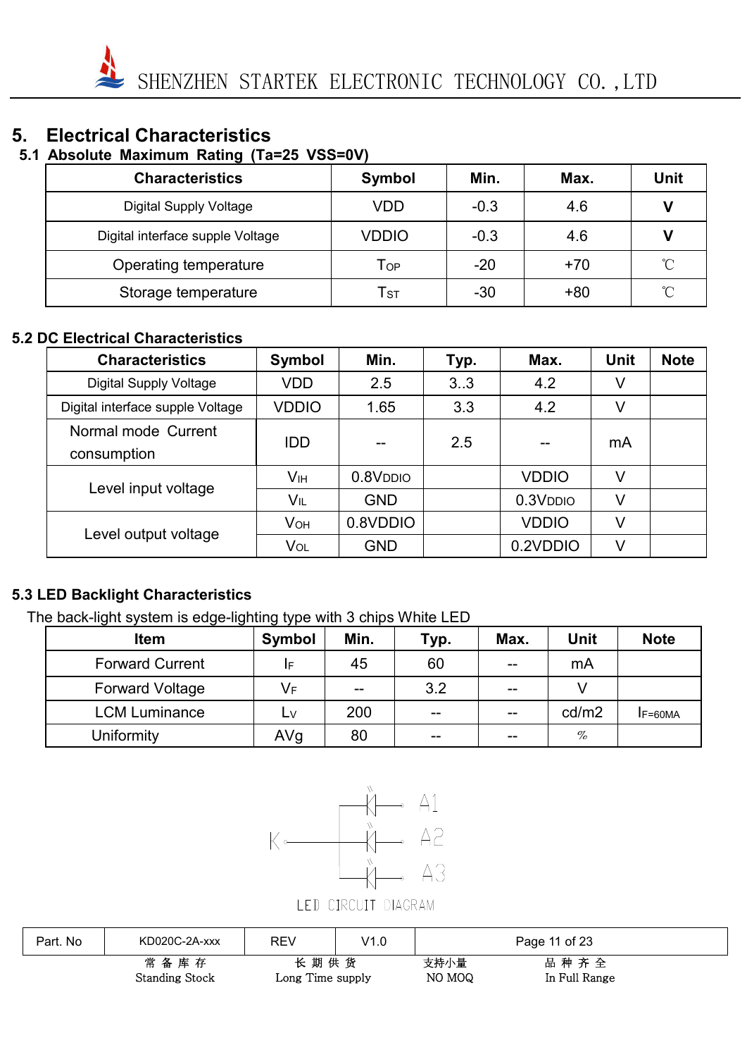# 5. Electrical Characteristics

## 5.1 Absolute Maximum Rating (Ta=25 VSS=0V)

| Characteristics | Symbol | Min. | Max. | Unit |
|---|---|---|---|---|
| Digital Supply Voltage | VDD | -0.3 | 4.6 | **V** |
| Digital interface supple Voltage | VDDIO | -0.3 | 4.6 | **V** |
| Operating temperature | $T_{OP}$ | -20 | +70 | ℃ |
| Storage temperature | $T_{ST}$ | -30 | +80 | ℃ |

## 5.2 DC Electrical Characteristics

| Characteristics | Symbol | Min. | Typ. | Max. | Unit | Note |
|---|---|---|---|---|---|---|
| Digital Supply Voltage | VDD | 2.5 | 3..3 | 4.2 | V | |
| Digital interface supple Voltage | VDDIO | 1.65 | 3.3 | 4.2 | V | |
| Normal mode Current consumption | IDD | -- | 2.5 | -- | mA | |
| Level input voltage | $V_{IH}$ | $0.8V_{DDIO}$ | | VDDIO | V | |
| | $V_{IL}$ | GND | | $0.3V_{DDIO}$ | V | |
| Level output voltage | $V_{OH}$ | 0.8VDDIO | | VDDIO | V | |
| | $V_{OL}$ | GND | | 0.2VDDIO | V | |

## 5.3 LED Backlight Characteristics

The back-light system is edge-lighting type with 3 chips White LED

| Item | Symbol | Min. | Typ. | Max. | Unit | Note |
|---|---|---|---|---|---|---|
| Forward Current | $I_F$ | 45 | 60 | -- | mA | |
| Forward Voltage | $V_F$ | -- | 3.2 | -- | V | |
| LCM Luminance | $L_V$ | 200 | -- | -- | cd/m2 | $I_{F=60MA}$ |
| Uniformity | AVg | 80 | -- | -- | % | |

K A1 A2 A3

LED CIRCUIT DIAGRAM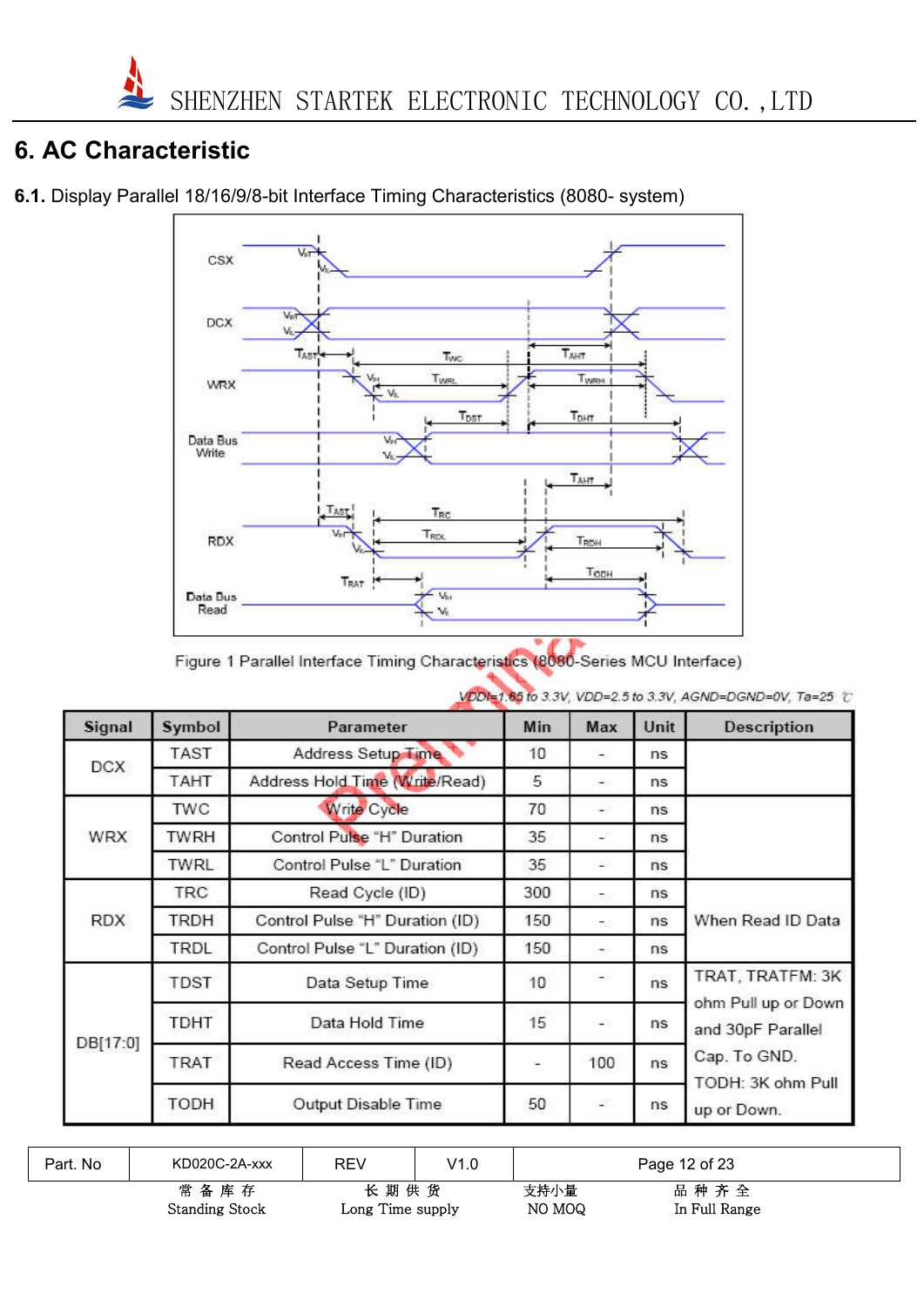# 6. AC Characteristic

**6.1.** Display Parallel 18/16/9/8-bit Interface Timing Characteristics (8080- system)

Figure 1 Parallel Interface Timing Characteristics (8080-Series MCU Interface)

*VDDI=1.65 to 3.3V, VDD=2.5 to 3.3V, AGND=DGND=0V, Ta=25 ℃*

| Signal | Symbol | Parameter | Min | Max | Unit | Description |
|---|---|---|---|---|---|---|
| DCX | TAST | Address Setup Time | 10 | - | ns | |
| | TAHT | Address Hold Time (Write/Read) | 5 | - | ns | |
| WRX | TWC | Write Cycle | 70 | - | ns | |
| | TWRH | Control Pulse "H" Duration | 35 | - | ns | |
| | TWRL | Control Pulse "L" Duration | 35 | - | ns | |
| RDX | TRC | Read Cycle (ID) | 300 | - | ns | When Read ID Data |
| | TRDH | Control Pulse "H" Duration (ID) | 150 | - | ns | |
| | TRDL | Control Pulse "L" Duration (ID) | 150 | - | ns | |
| DB[17:0] | TDST | Data Setup Time | 10 | - | ns | TRAT, TRATFM: 3K ohm Pull up or Down and 30pF Parallel Cap. To GND. TODH: 3K ohm Pull up or Down. |
| | TDHT | Data Hold Time | 15 | - | ns | |
| | TRAT | Read Access Time (ID) | - | 100 | ns | |
| | TODH | Output Disable Time | 50 | - | ns | |

| Part. No | KD020C-2A-xxx | REV | V1.0 |
|---|---|---|---|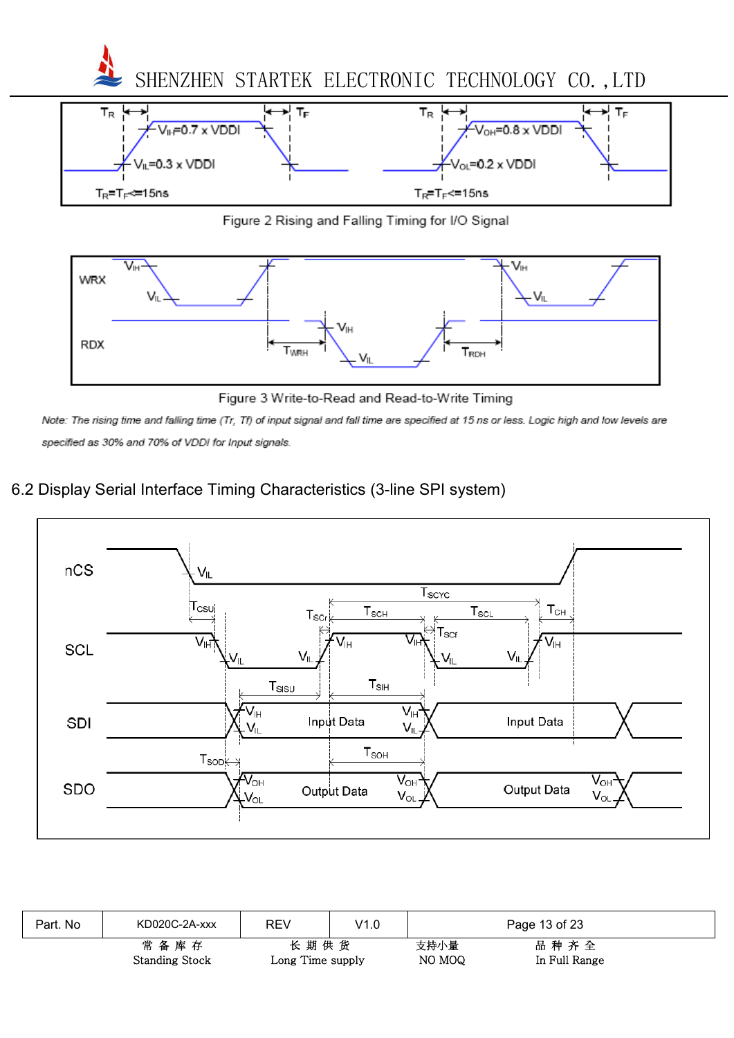Figure 2 Rising and Falling Timing for I/O Signal

Figure 3 Write-to-Read and Read-to-Write Timing

*Note: The rising time and falling time (Tr, Tf) of input signal and fall time are specified at 15 ns or less. Logic high and low levels are specified as 30% and 70% of VDDI for Input signals.*

## 6.2 Display Serial Interface Timing Characteristics (3-line SPI system)

| Part. No | KD020C-2A-xxx | REV | V1.0 | |
|---|---|---|---|---|

常 备 库 存 Standing Stock　　长 期 供 货 Long Time supply　　支持小量 NO MOQ　　品 种 齐 全 In Full Range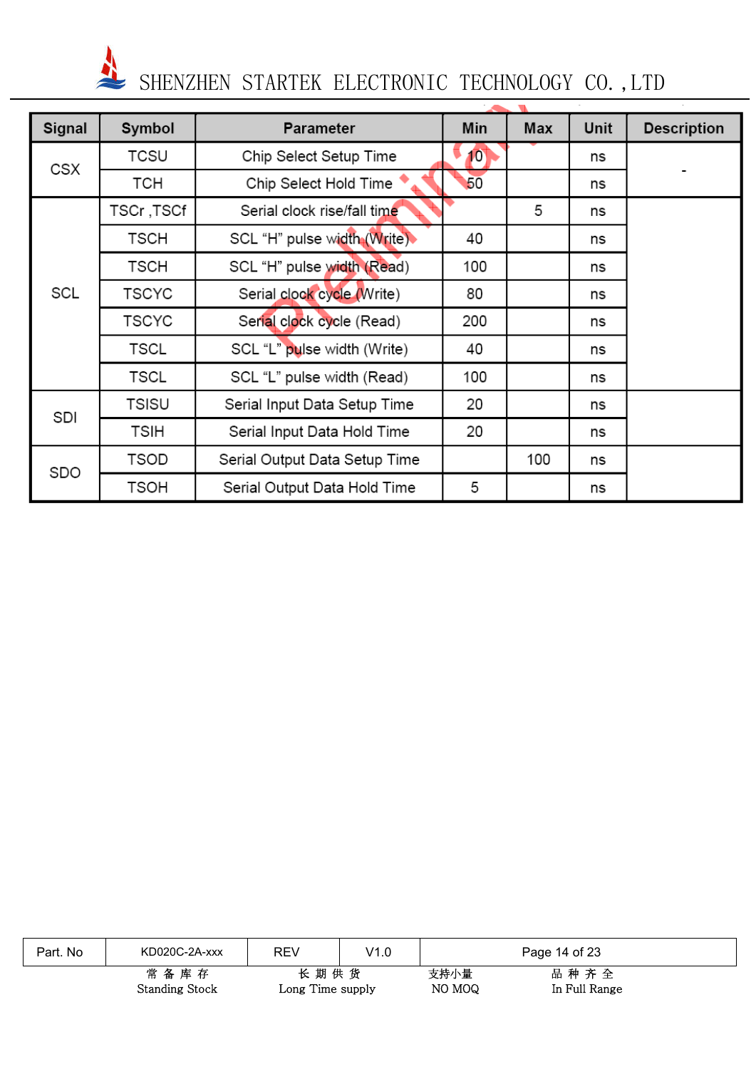| Signal | Symbol | Parameter | Min | Max | Unit | Description |
|---|---|---|---|---|---|---|
| CSX | TCSU | Chip Select Setup Time | 10 | | ns | - |
| | TCH | Chip Select Hold Time | 50 | | ns | |
| SCL | TSCr ,TSCf | Serial clock rise/fall time | | 5 | ns | |
| | TSCH | SCL "H" pulse width (Write) | 40 | | ns | |
| | TSCH | SCL "H" pulse width (Read) | 100 | | ns | |
| | TSCYC | Serial clock cycle (Write) | 80 | | ns | |
| | TSCYC | Serial clock cycle (Read) | 200 | | ns | |
| | TSCL | SCL "L" pulse width (Write) | 40 | | ns | |
| | TSCL | SCL "L" pulse width (Read) | 100 | | ns | |
| SDI | TSISU | Serial Input Data Setup Time | 20 | | ns | |
| | TSIH | Serial Input Data Hold Time | 20 | | ns | |
| SDO | TSOD | Serial Output Data Setup Time | | 100 | ns | |
| | TSOH | Serial Output Data Hold Time | 5 | | ns | |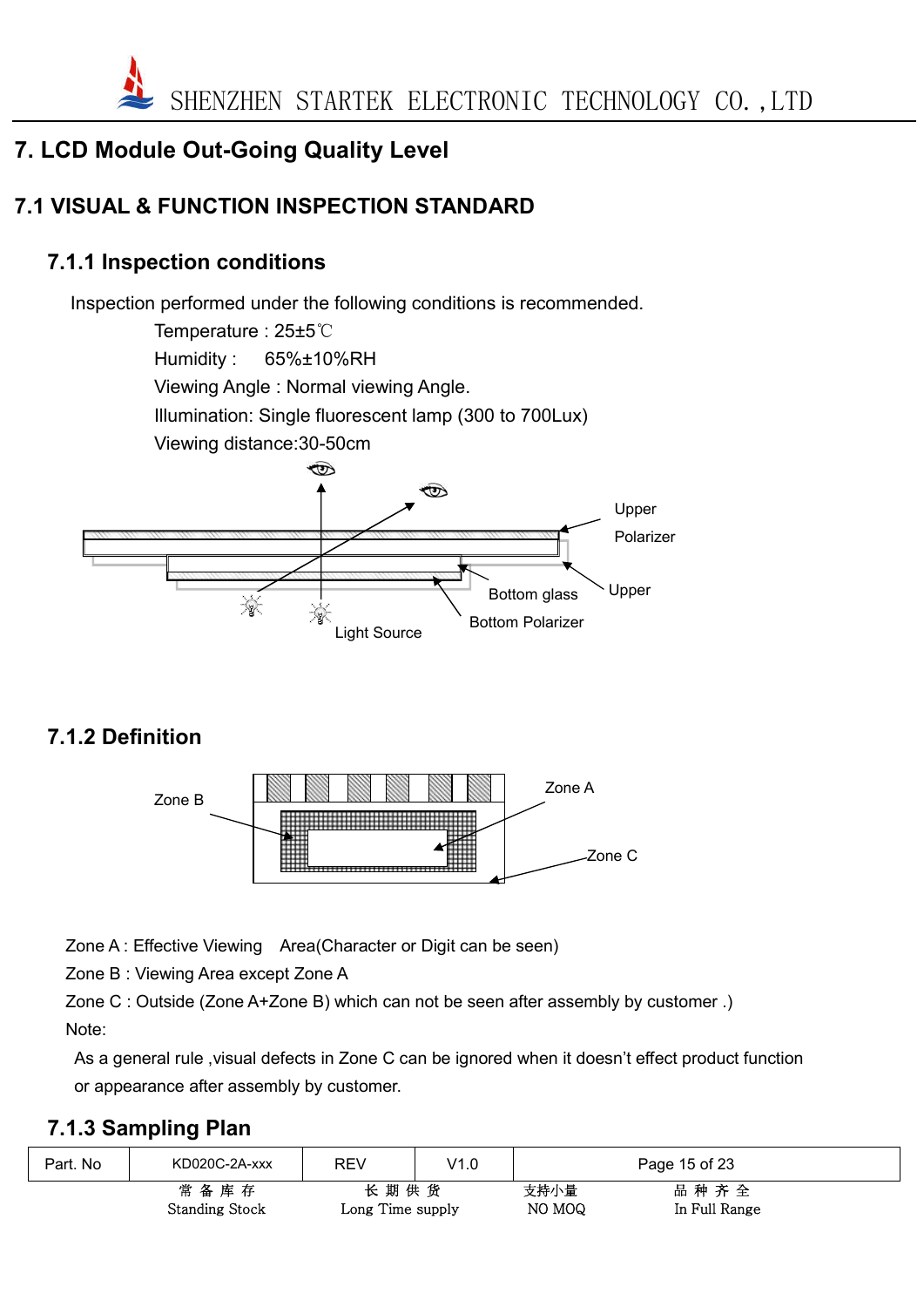# 7. LCD Module Out-Going Quality Level

## 7.1 VISUAL & FUNCTION INSPECTION STANDARD

### 7.1.1 Inspection conditions

Inspection performed under the following conditions is recommended.

Temperature : 25±5℃

Humidity : 65%±10%RH

Viewing Angle : Normal viewing Angle.

Illumination: Single fluorescent lamp (300 to 700Lux)

Viewing distance:30-50cm

Upper Polarizer

Upper

Bottom glass

Bottom Polarizer

Light Source

### 7.1.2 Definition

Zone B

Zone A

Zone C

Zone A : Effective Viewing Area(Character or Digit can be seen)

Zone B : Viewing Area except Zone A

Zone C : Outside (Zone A+Zone B) which can not be seen after assembly by customer .)

Note:

As a general rule ,visual defects in Zone C can be ignored when it doesn't effect product function or appearance after assembly by customer.

### 7.1.3 Sampling Plan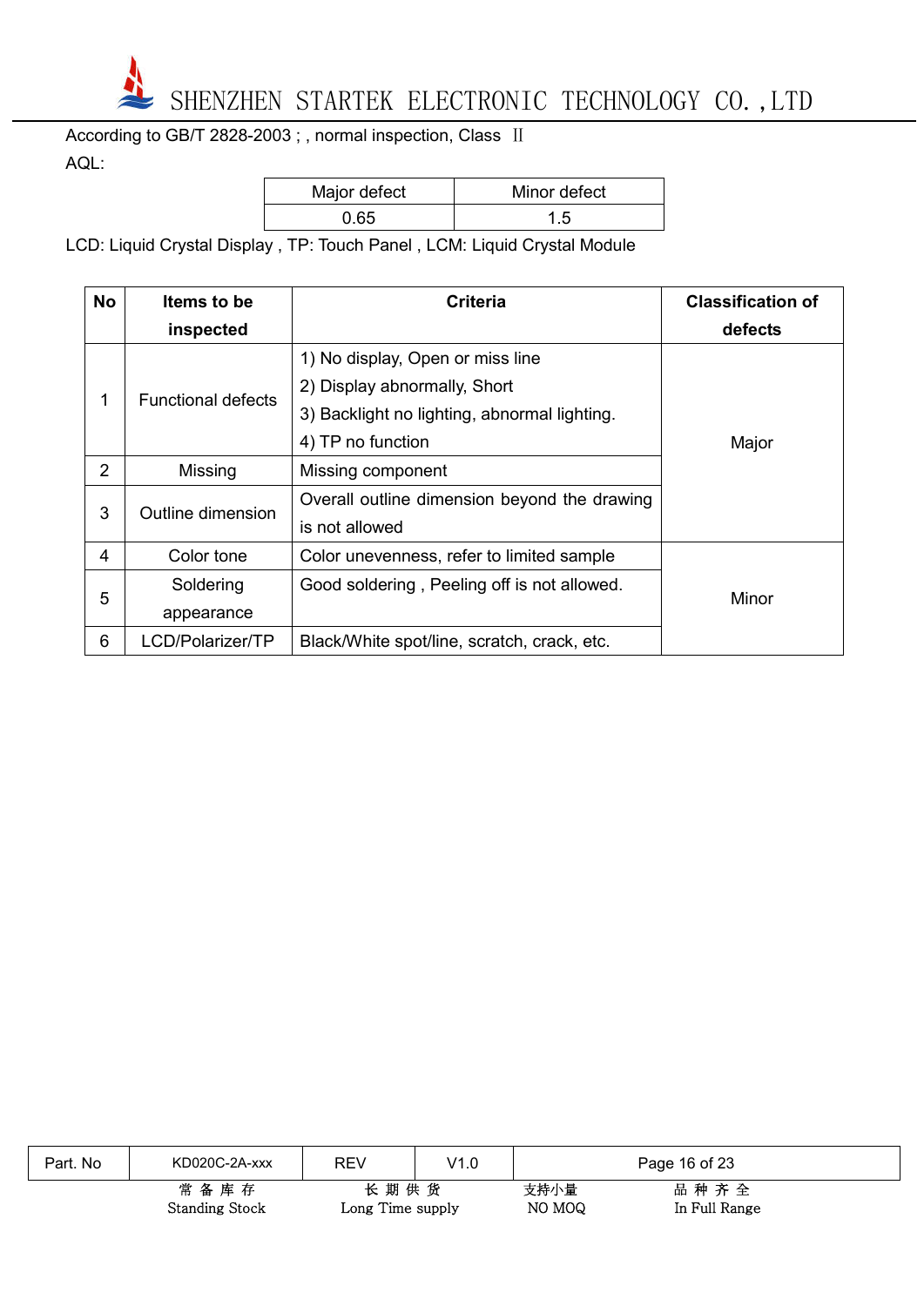According to GB/T 2828-2003 ; , normal inspection, Class Ⅱ

AQL:

| Major defect | Minor defect |
|---|---|
| 0.65 | 1.5 |

LCD: Liquid Crystal Display , TP: Touch Panel , LCM: Liquid Crystal Module

| No | Items to be inspected | Criteria | Classification of defects |
|---|---|---|---|
| 1 | Functional defects | 1) No display, Open or miss line<br>2) Display abnormally, Short<br>3) Backlight no lighting, abnormal lighting.<br>4) TP no function | Major |
| 2 | Missing | Missing component | Major |
| 3 | Outline dimension | Overall outline dimension beyond the drawing is not allowed | Major |
| 4 | Color tone | Color unevenness, refer to limited sample | Minor |
| 5 | Soldering appearance | Good soldering , Peeling off is not allowed. | Minor |
| 6 | LCD/Polarizer/TP | Black/White spot/line, scratch, crack, etc. | Minor |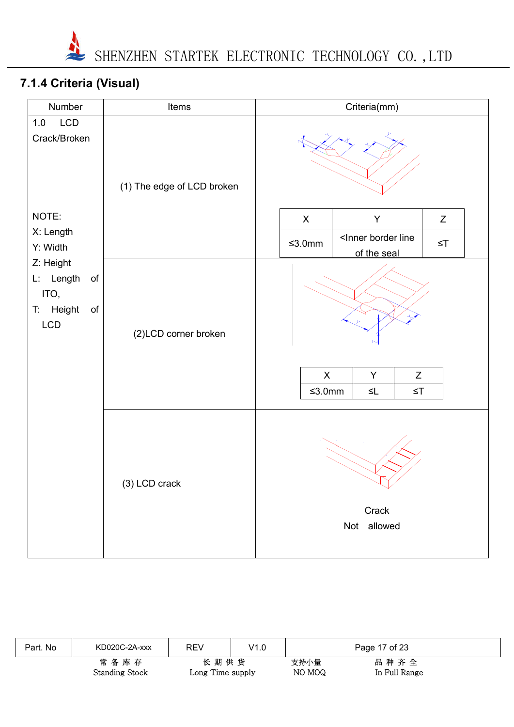### 7.1.4 Criteria (Visual)

| Number | Items | Criteria(mm) |
|---|---|---|
| 1.0 LCD Crack/Broken<br><br>NOTE:<br>X: Length<br>Y: Width<br>Z: Height<br>L: Length of ITO,<br>T: Height of LCD | (1) The edge of LCD broken | X: ≤3.0mm; Y: <Inner border line of the seal; Z: ≤T |
| | (2)LCD corner broken | X: ≤3.0mm; Y: ≤L; Z: ≤T |
| | (3) LCD crack | Crack Not allowed |

| X | Y | Z |
|---|---|---|
| ≤3.0mm | <Inner border line of the seal | ≤T |

| X | Y | Z |
|---|---|---|
| ≤3.0mm | ≤L | ≤T |

Crack
Not allowed

| Part. No | KD020C-2A-xxx | REV | V1.0 |
|---|---|---|---|

常备库存 Standing Stock　长期供货 Long Time supply　支持小量 NO MOQ　品种齐全 In Full Range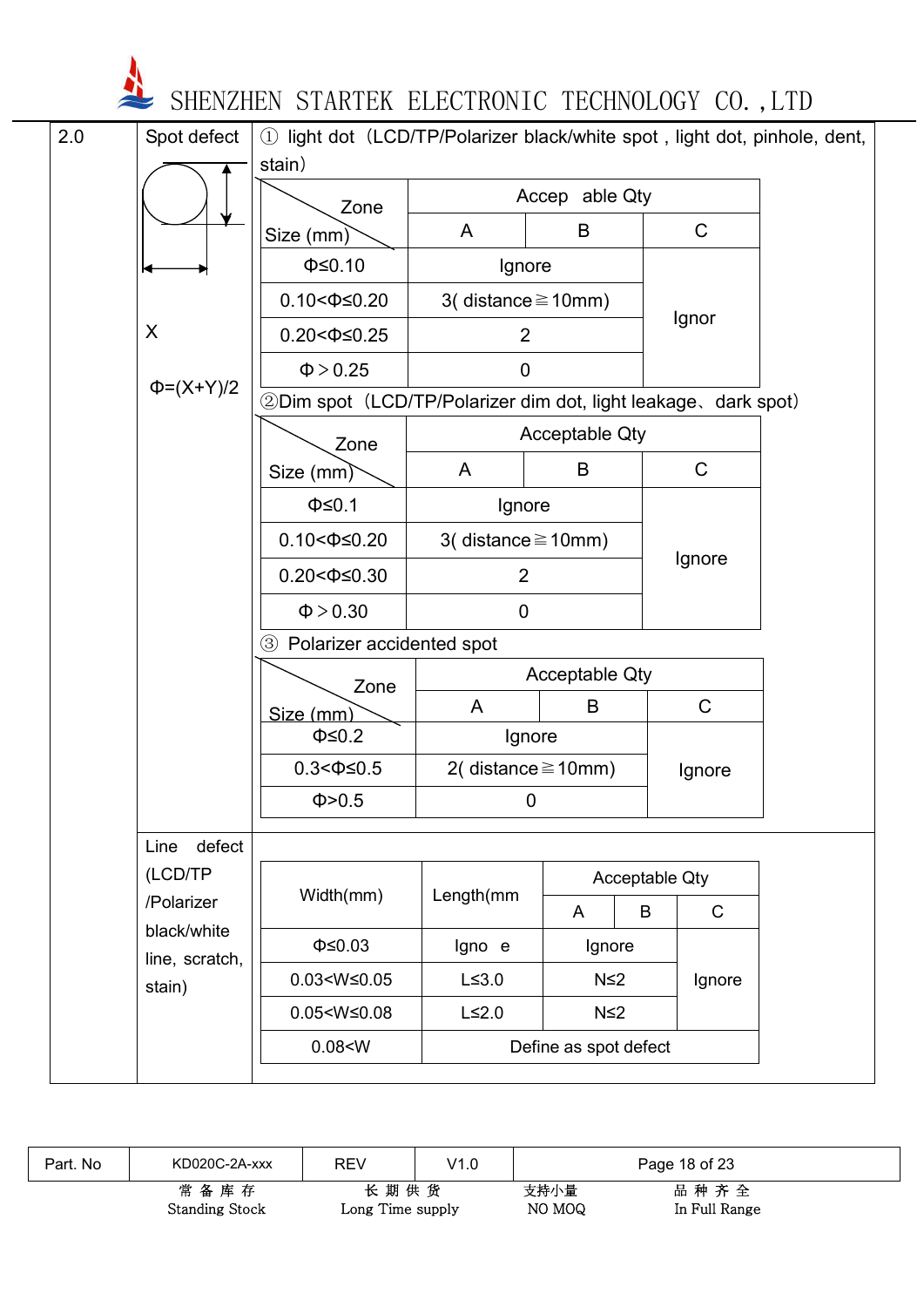| 2.0 | Spot defect<br><br>X<br><br>Φ=(X+Y)/2 | ① light dot（LCD/TP/Polarizer black/white spot , light dot, pinhole, dent, stain） |
|---|---|---|

| Zone / Size (mm) | Acceptable Qty | | |
|---|---|---|---|
| | A | B | C |
| Φ≤0.10 | Ignore | | Ignor |
| 0.10<Φ≤0.20 | 3( distance≧10mm) | | |
| 0.20<Φ≤0.25 | 2 | | |
| Φ＞0.25 | 0 | | |

②Dim spot（LCD/TP/Polarizer dim dot, light leakage、dark spot）

| Zone / Size (mm) | Acceptable Qty | | |
|---|---|---|---|
| | A | B | C |
| Φ≤0.1 | Ignore | | Ignore |
| 0.10<Φ≤0.20 | 3( distance≧10mm) | | |
| 0.20<Φ≤0.30 | 2 | | |
| Φ＞0.30 | 0 | | |

③ Polarizer accidented spot

| Zone / Size (mm) | Acceptable Qty | | |
|---|---|---|---|
| | A | B | C |
| Φ≤0.2 | Ignore | | Ignore |
| 0.3<Φ≤0.5 | 2( distance≧10mm) | | |
| Φ>0.5 | 0 | | |

Line defect (LCD/TP /Polarizer black/white line, scratch, stain)

| Width(mm) | Length(mm | Acceptable Qty | | |
|---|---|---|---|---|
| | | A | B | C |
| Φ≤0.03 | Ignore | Ignore | | Ignore |
| 0.03<W≤0.05 | L≤3.0 | N≤2 | | |
| 0.05<W≤0.08 | L≤2.0 | N≤2 | | |
| 0.08<W | Define as spot defect | | | |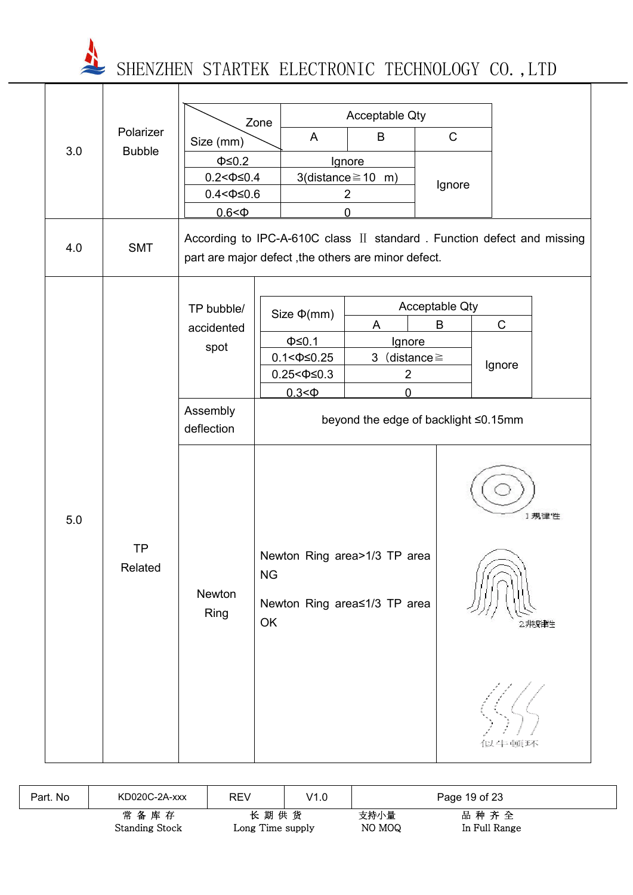<table>
<tr><td>3.0</td><td>Polarizer Bubble</td><td colspan="2">

| Size (mm) \ Zone | Acceptable Qty A | B | C |
|---|---|---|---|
| Φ≤0.2 | Ignore | | Ignore |
| 0.2<Φ≤0.4 | 3(distance≧10 m) | | |
| 0.4<Φ≤0.6 | 2 | | |
| 0.6<Φ | 0 | | |

</td></tr>
<tr><td>4.0</td><td>SMT</td><td colspan="2">According to IPC-A-610C class Ⅱ standard . Function defect and missing part are major defect ,the others are minor defect.</td></tr>
<tr><td rowspan="3">5.0</td><td rowspan="3">TP Related</td><td>TP bubble/ accidented spot</td><td>

| Size Φ(mm) | Acceptable Qty A | B | C |
|---|---|---|---|
| Φ≤0.1 | Ignore | | Ignore |
| 0.1<Φ≤0.25 | 3（distance≧ | | |
| 0.25<Φ≤0.3 | 2 | | |
| 0.3<Φ | 0 | | |

</td></tr>
<tr><td>Assembly deflection</td><td>beyond the edge of backlight ≤0.15mm</td></tr>
<tr><td>Newton Ring</td><td>Newton Ring area>1/3 TP area NG<br><br>Newton Ring area≤1/3 TP area OK<br><br>1 规律性<br>2 非规律性<br>似牛顿环</td></tr>
</table>

常备库存 Standing Stock　　长期供货 Long Time supply　　支持小量 NO MOQ　　品种齐全 In Full Range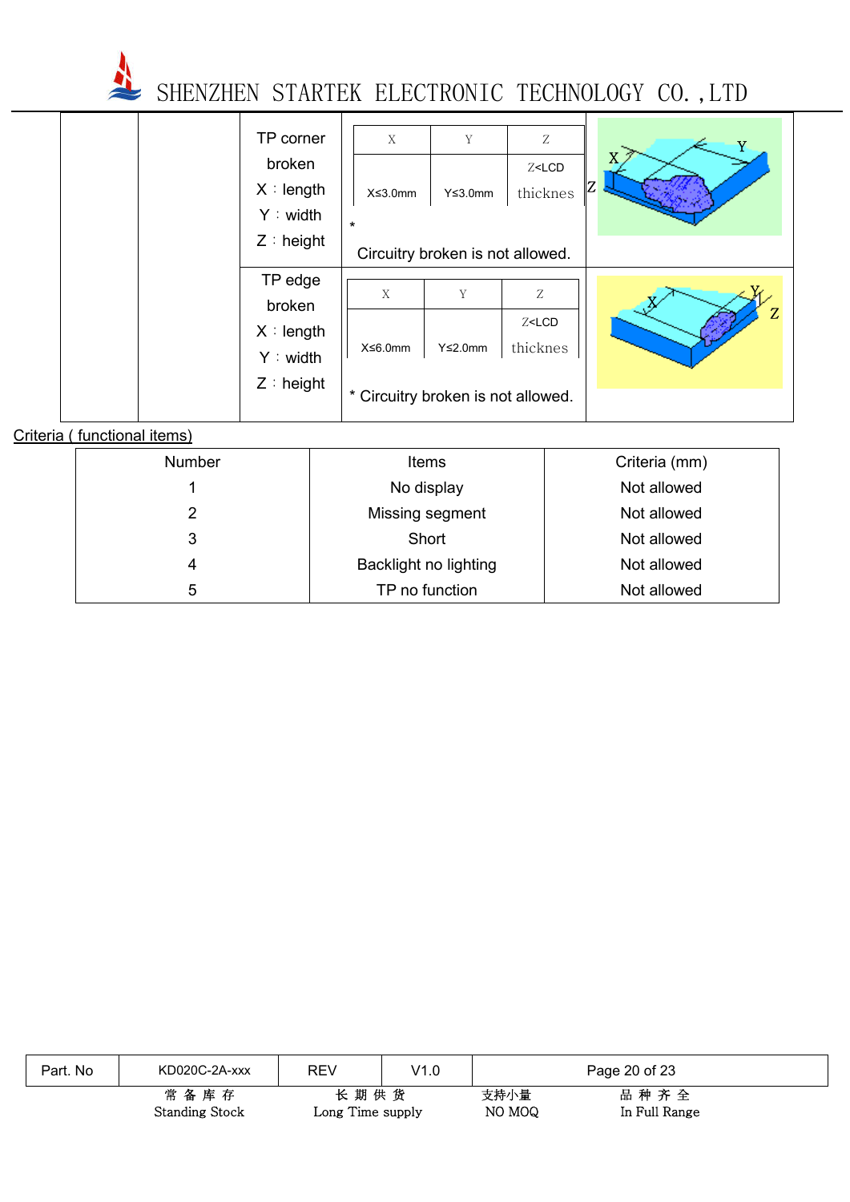| | | | | |
|---|---|---|---|---|
| | | TP corner broken<br>X：length<br>Y：width<br>Z：height | X: X≤3.0mm; Y: Y≤3.0mm; Z: Z<LCD thicknes<br>* Circuitry broken is not allowed. | |
| | | TP edge broken<br>X：length<br>Y：width<br>Z：height | X: X≤6.0mm; Y: Y≤2.0mm; Z: Z<LCD thicknes<br>* Circuitry broken is not allowed. | |

Criteria ( functional items)

| Number | Items | Criteria (mm) |
|---|---|---|
| 1 | No display | Not allowed |
| 2 | Missing segment | Not allowed |
| 3 | Short | Not allowed |
| 4 | Backlight no lighting | Not allowed |
| 5 | TP no function | Not allowed |

| Part. No | KD020C-2A-xxx | REV | V1.0 |
|---|---|---|---|

常 备 库 存 Standing Stock　　长 期 供 货 Long Time supply　　支持小量 NO MOQ　　品 种 齐 全 In Full Range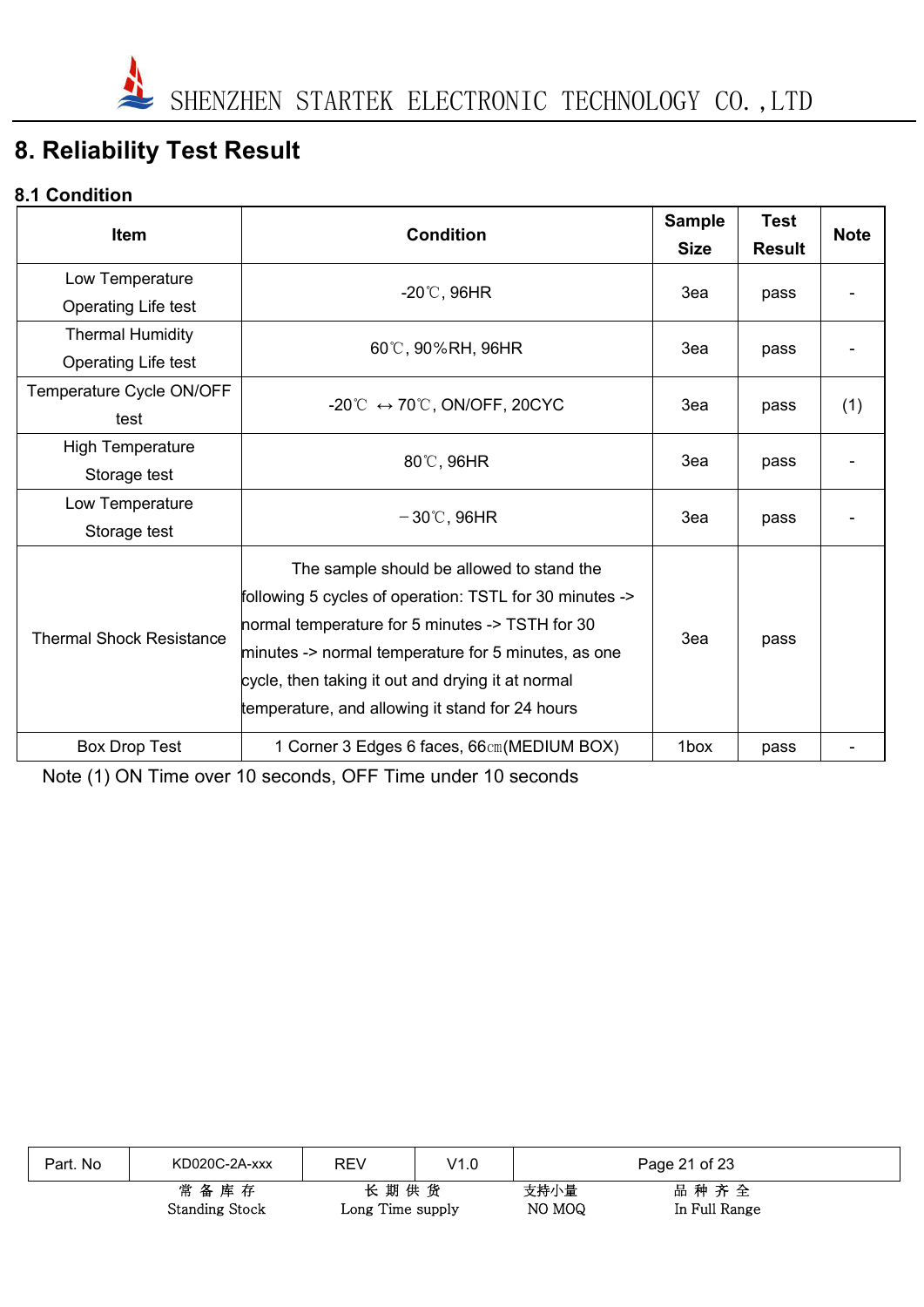# 8. Reliability Test Result

## 8.1 Condition

| Item | Condition | Sample Size | Test Result | Note |
|---|---|---|---|---|
| Low Temperature Operating Life test | -20℃, 96HR | 3ea | pass | - |
| Thermal Humidity Operating Life test | 60℃, 90%RH, 96HR | 3ea | pass | - |
| Temperature Cycle ON/OFF test | -20℃ ↔ 70℃, ON/OFF, 20CYC | 3ea | pass | (1) |
| High Temperature Storage test | 80℃, 96HR | 3ea | pass | - |
| Low Temperature Storage test | －30℃, 96HR | 3ea | pass | - |
| Thermal Shock Resistance | The sample should be allowed to stand the following 5 cycles of operation: TSTL for 30 minutes -> normal temperature for 5 minutes -> TSTH for 30 minutes -> normal temperature for 5 minutes, as one cycle, then taking it out and drying it at normal temperature, and allowing it stand for 24 hours | 3ea | pass | |
| Box Drop Test | 1 Corner 3 Edges 6 faces, 66㎝(MEDIUM BOX) | 1box | pass | - |

Note (1) ON Time over 10 seconds, OFF Time under 10 seconds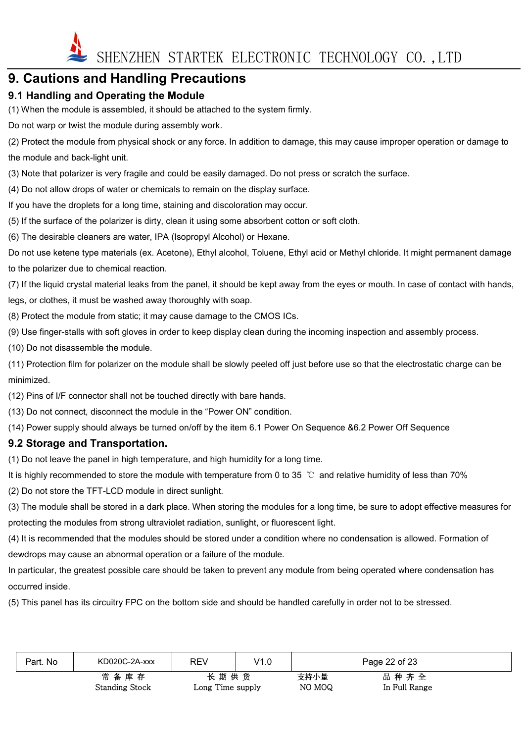# 9. Cautions and Handling Precautions

## 9.1 Handling and Operating the Module

(1) When the module is assembled, it should be attached to the system firmly.

Do not warp or twist the module during assembly work.

(2) Protect the module from physical shock or any force. In addition to damage, this may cause improper operation or damage to the module and back-light unit.

(3) Note that polarizer is very fragile and could be easily damaged. Do not press or scratch the surface.

(4) Do not allow drops of water or chemicals to remain on the display surface.

If you have the droplets for a long time, staining and discoloration may occur.

(5) If the surface of the polarizer is dirty, clean it using some absorbent cotton or soft cloth.

(6) The desirable cleaners are water, IPA (Isopropyl Alcohol) or Hexane.

Do not use ketene type materials (ex. Acetone), Ethyl alcohol, Toluene, Ethyl acid or Methyl chloride. It might permanent damage to the polarizer due to chemical reaction.

(7) If the liquid crystal material leaks from the panel, it should be kept away from the eyes or mouth. In case of contact with hands, legs, or clothes, it must be washed away thoroughly with soap.

(8) Protect the module from static; it may cause damage to the CMOS ICs.

(9) Use finger-stalls with soft gloves in order to keep display clean during the incoming inspection and assembly process.

(10) Do not disassemble the module.

(11) Protection film for polarizer on the module shall be slowly peeled off just before use so that the electrostatic charge can be minimized.

(12) Pins of I/F connector shall not be touched directly with bare hands.

(13) Do not connect, disconnect the module in the “Power ON” condition.

(14) Power supply should always be turned on/off by the item 6.1 Power On Sequence &6.2 Power Off Sequence

## 9.2 Storage and Transportation.

(1) Do not leave the panel in high temperature, and high humidity for a long time.

It is highly recommended to store the module with temperature from 0 to 35 ℃ and relative humidity of less than 70%

(2) Do not store the TFT-LCD module in direct sunlight.

(3) The module shall be stored in a dark place. When storing the modules for a long time, be sure to adopt effective measures for protecting the modules from strong ultraviolet radiation, sunlight, or fluorescent light.

(4) It is recommended that the modules should be stored under a condition where no condensation is allowed. Formation of dewdrops may cause an abnormal operation or a failure of the module.

In particular, the greatest possible care should be taken to prevent any module from being operated where condensation has occurred inside.

(5) This panel has its circuitry FPC on the bottom side and should be handled carefully in order not to be stressed.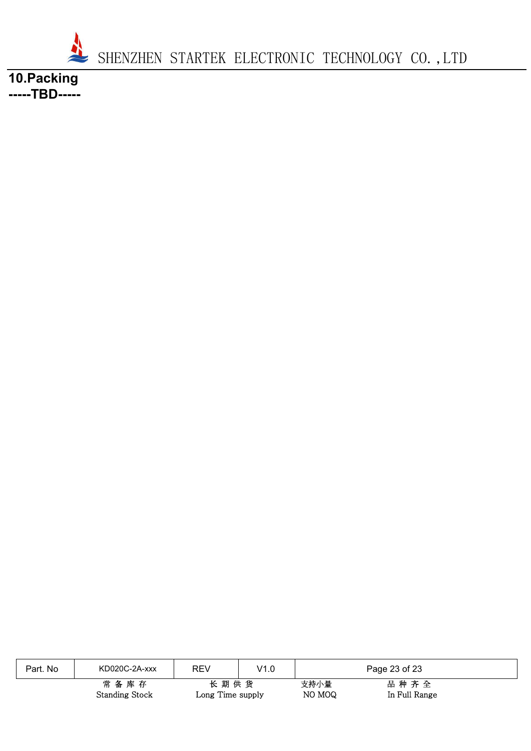## 10.Packing

**-----TBD-----**